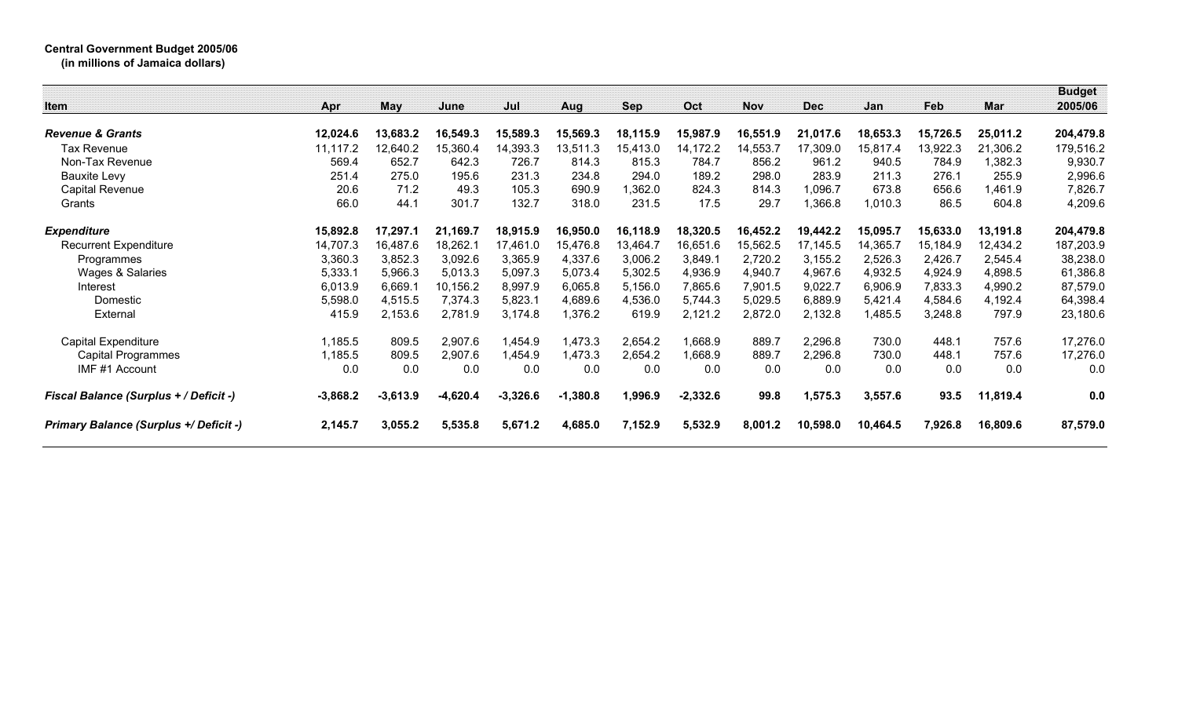**Central Government Budget 2005/06**
**(in millions of Jamaica dollars)**

| Item | Apr | May | June | Jul | Aug | Sep | Oct | Nov | Dec | Jan | Feb | Mar | Budget 2005/06 |
|---|---|---|---|---|---|---|---|---|---|---|---|---|---|
| ***Revenue & Grants*** | **12,024.6** | **13,683.2** | **16,549.3** | **15,589.3** | **15,569.3** | **18,115.9** | **15,987.9** | **16,551.9** | **21,017.6** | **18,653.3** | **15,726.5** | **25,011.2** | **204,479.8** |
| Tax Revenue | 11,117.2 | 12,640.2 | 15,360.4 | 14,393.3 | 13,511.3 | 15,413.0 | 14,172.2 | 14,553.7 | 17,309.0 | 15,817.4 | 13,922.3 | 21,306.2 | 179,516.2 |
| Non-Tax Revenue | 569.4 | 652.7 | 642.3 | 726.7 | 814.3 | 815.3 | 784.7 | 856.2 | 961.2 | 940.5 | 784.9 | 1,382.3 | 9,930.7 |
| Bauxite Levy | 251.4 | 275.0 | 195.6 | 231.3 | 234.8 | 294.0 | 189.2 | 298.0 | 283.9 | 211.3 | 276.1 | 255.9 | 2,996.6 |
| Capital Revenue | 20.6 | 71.2 | 49.3 | 105.3 | 690.9 | 1,362.0 | 824.3 | 814.3 | 1,096.7 | 673.8 | 656.6 | 1,461.9 | 7,826.7 |
| Grants | 66.0 | 44.1 | 301.7 | 132.7 | 318.0 | 231.5 | 17.5 | 29.7 | 1,366.8 | 1,010.3 | 86.5 | 604.8 | 4,209.6 |
| ***Expenditure*** | **15,892.8** | **17,297.1** | **21,169.7** | **18,915.9** | **16,950.0** | **16,118.9** | **18,320.5** | **16,452.2** | **19,442.2** | **15,095.7** | **15,633.0** | **13,191.8** | **204,479.8** |
| Recurrent Expenditure | 14,707.3 | 16,487.6 | 18,262.1 | 17,461.0 | 15,476.8 | 13,464.7 | 16,651.6 | 15,562.5 | 17,145.5 | 14,365.7 | 15,184.9 | 12,434.2 | 187,203.9 |
| Programmes | 3,360.3 | 3,852.3 | 3,092.6 | 3,365.9 | 4,337.6 | 3,006.2 | 3,849.1 | 2,720.2 | 3,155.2 | 2,526.3 | 2,426.7 | 2,545.4 | 38,238.0 |
| Wages & Salaries | 5,333.1 | 5,966.3 | 5,013.3 | 5,097.3 | 5,073.4 | 5,302.5 | 4,936.9 | 4,940.7 | 4,967.6 | 4,932.5 | 4,924.9 | 4,898.5 | 61,386.8 |
| Interest | 6,013.9 | 6,669.1 | 10,156.2 | 8,997.9 | 6,065.8 | 5,156.0 | 7,865.6 | 7,901.5 | 9,022.7 | 6,906.9 | 7,833.3 | 4,990.2 | 87,579.0 |
| Domestic | 5,598.0 | 4,515.5 | 7,374.3 | 5,823.1 | 4,689.6 | 4,536.0 | 5,744.3 | 5,029.5 | 6,889.9 | 5,421.4 | 4,584.6 | 4,192.4 | 64,398.4 |
| External | 415.9 | 2,153.6 | 2,781.9 | 3,174.8 | 1,376.2 | 619.9 | 2,121.2 | 2,872.0 | 2,132.8 | 1,485.5 | 3,248.8 | 797.9 | 23,180.6 |
| Capital Expenditure | 1,185.5 | 809.5 | 2,907.6 | 1,454.9 | 1,473.3 | 2,654.2 | 1,668.9 | 889.7 | 2,296.8 | 730.0 | 448.1 | 757.6 | 17,276.0 |
| Capital Programmes | 1,185.5 | 809.5 | 2,907.6 | 1,454.9 | 1,473.3 | 2,654.2 | 1,668.9 | 889.7 | 2,296.8 | 730.0 | 448.1 | 757.6 | 17,276.0 |
| IMF #1 Account | 0.0 | 0.0 | 0.0 | 0.0 | 0.0 | 0.0 | 0.0 | 0.0 | 0.0 | 0.0 | 0.0 | 0.0 | 0.0 |
| ***Fiscal Balance (Surplus + / Deficit -)*** | **-3,868.2** | **-3,613.9** | **-4,620.4** | **-3,326.6** | **-1,380.8** | **1,996.9** | **-2,332.6** | **99.8** | **1,575.3** | **3,557.6** | **93.5** | **11,819.4** | **0.0** |
| ***Primary Balance (Surplus +/ Deficit -)*** | **2,145.7** | **3,055.2** | **5,535.8** | **5,671.2** | **4,685.0** | **7,152.9** | **5,532.9** | **8,001.2** | **10,598.0** | **10,464.5** | **7,926.8** | **16,809.6** | **87,579.0** |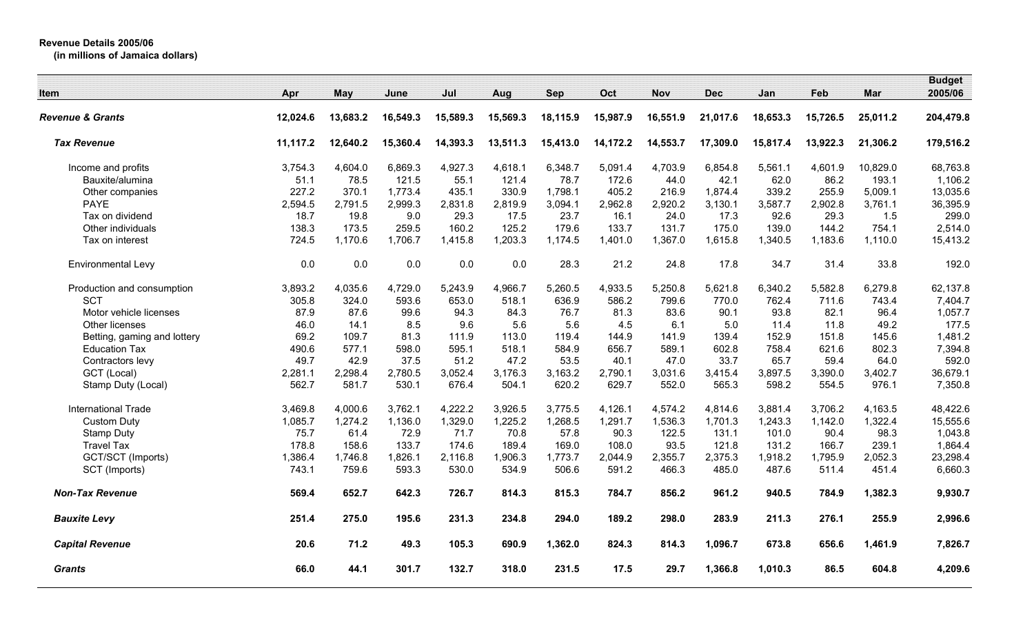**Revenue Details 2005/06**
**(in millions of Jamaica dollars)**

| Item | Apr | May | June | Jul | Aug | Sep | Oct | Nov | Dec | Jan | Feb | Mar | Budget 2005/06 |
|---|---|---|---|---|---|---|---|---|---|---|---|---|---|
| ***Revenue & Grants*** | **12,024.6** | **13,683.2** | **16,549.3** | **15,589.3** | **15,569.3** | **18,115.9** | **15,987.9** | **16,551.9** | **21,017.6** | **18,653.3** | **15,726.5** | **25,011.2** | **204,479.8** |
| ***Tax Revenue*** | **11,117.2** | **12,640.2** | **15,360.4** | **14,393.3** | **13,511.3** | **15,413.0** | **14,172.2** | **14,553.7** | **17,309.0** | **15,817.4** | **13,922.3** | **21,306.2** | **179,516.2** |
| Income and profits | 3,754.3 | 4,604.0 | 6,869.3 | 4,927.3 | 4,618.1 | 6,348.7 | 5,091.4 | 4,703.9 | 6,854.8 | 5,561.1 | 4,601.9 | 10,829.0 | 68,763.8 |
| Bauxite/alumina | 51.1 | 78.5 | 121.5 | 55.1 | 121.4 | 78.7 | 172.6 | 44.0 | 42.1 | 62.0 | 86.2 | 193.1 | 1,106.2 |
| Other companies | 227.2 | 370.1 | 1,773.4 | 435.1 | 330.9 | 1,798.1 | 405.2 | 216.9 | 1,874.4 | 339.2 | 255.9 | 5,009.1 | 13,035.6 |
| PAYE | 2,594.5 | 2,791.5 | 2,999.3 | 2,831.8 | 2,819.9 | 3,094.1 | 2,962.8 | 2,920.2 | 3,130.1 | 3,587.7 | 2,902.8 | 3,761.1 | 36,395.9 |
| Tax on dividend | 18.7 | 19.8 | 9.0 | 29.3 | 17.5 | 23.7 | 16.1 | 24.0 | 17.3 | 92.6 | 29.3 | 1.5 | 299.0 |
| Other individuals | 138.3 | 173.5 | 259.5 | 160.2 | 125.2 | 179.6 | 133.7 | 131.7 | 175.0 | 139.0 | 144.2 | 754.1 | 2,514.0 |
| Tax on interest | 724.5 | 1,170.6 | 1,706.7 | 1,415.8 | 1,203.3 | 1,174.5 | 1,401.0 | 1,367.0 | 1,615.8 | 1,340.5 | 1,183.6 | 1,110.0 | 15,413.2 |
| Environmental Levy | 0.0 | 0.0 | 0.0 | 0.0 | 0.0 | 28.3 | 21.2 | 24.8 | 17.8 | 34.7 | 31.4 | 33.8 | 192.0 |
| Production and consumption | 3,893.2 | 4,035.6 | 4,729.0 | 5,243.9 | 4,966.7 | 5,260.5 | 4,933.5 | 5,250.8 | 5,621.8 | 6,340.2 | 5,582.8 | 6,279.8 | 62,137.8 |
| SCT | 305.8 | 324.0 | 593.6 | 653.0 | 518.1 | 636.9 | 586.2 | 799.6 | 770.0 | 762.4 | 711.6 | 743.4 | 7,404.7 |
| Motor vehicle licenses | 87.9 | 87.6 | 99.6 | 94.3 | 84.3 | 76.7 | 81.3 | 83.6 | 90.1 | 93.8 | 82.1 | 96.4 | 1,057.7 |
| Other licenses | 46.0 | 14.1 | 8.5 | 9.6 | 5.6 | 5.6 | 4.5 | 6.1 | 5.0 | 11.4 | 11.8 | 49.2 | 177.5 |
| Betting, gaming and lottery | 69.2 | 109.7 | 81.3 | 111.9 | 113.0 | 119.4 | 144.9 | 141.9 | 139.4 | 152.9 | 151.8 | 145.6 | 1,481.2 |
| Education Tax | 490.6 | 577.1 | 598.0 | 595.1 | 518.1 | 584.9 | 656.7 | 589.1 | 602.8 | 758.4 | 621.6 | 802.3 | 7,394.8 |
| Contractors levy | 49.7 | 42.9 | 37.5 | 51.2 | 47.2 | 53.5 | 40.1 | 47.0 | 33.7 | 65.7 | 59.4 | 64.0 | 592.0 |
| GCT (Local) | 2,281.1 | 2,298.4 | 2,780.5 | 3,052.4 | 3,176.3 | 3,163.2 | 2,790.1 | 3,031.6 | 3,415.4 | 3,897.5 | 3,390.0 | 3,402.7 | 36,679.1 |
| Stamp Duty (Local) | 562.7 | 581.7 | 530.1 | 676.4 | 504.1 | 620.2 | 629.7 | 552.0 | 565.3 | 598.2 | 554.5 | 976.1 | 7,350.8 |
| International Trade | 3,469.8 | 4,000.6 | 3,762.1 | 4,222.2 | 3,926.5 | 3,775.5 | 4,126.1 | 4,574.2 | 4,814.6 | 3,881.4 | 3,706.2 | 4,163.5 | 48,422.6 |
| Custom Duty | 1,085.7 | 1,274.2 | 1,136.0 | 1,329.0 | 1,225.2 | 1,268.5 | 1,291.7 | 1,536.3 | 1,701.3 | 1,243.3 | 1,142.0 | 1,322.4 | 15,555.6 |
| Stamp Duty | 75.7 | 61.4 | 72.9 | 71.7 | 70.8 | 57.8 | 90.3 | 122.5 | 131.1 | 101.0 | 90.4 | 98.3 | 1,043.8 |
| Travel Tax | 178.8 | 158.6 | 133.7 | 174.6 | 189.4 | 169.0 | 108.0 | 93.5 | 121.8 | 131.2 | 166.7 | 239.1 | 1,864.4 |
| GCT/SCT (Imports) | 1,386.4 | 1,746.8 | 1,826.1 | 2,116.8 | 1,906.3 | 1,773.7 | 2,044.9 | 2,355.7 | 2,375.3 | 1,918.2 | 1,795.9 | 2,052.3 | 23,298.4 |
| SCT (Imports) | 743.1 | 759.6 | 593.3 | 530.0 | 534.9 | 506.6 | 591.2 | 466.3 | 485.0 | 487.6 | 511.4 | 451.4 | 6,660.3 |
| ***Non-Tax Revenue*** | **569.4** | **652.7** | **642.3** | **726.7** | **814.3** | **815.3** | **784.7** | **856.2** | **961.2** | **940.5** | **784.9** | **1,382.3** | **9,930.7** |
| ***Bauxite Levy*** | **251.4** | **275.0** | **195.6** | **231.3** | **234.8** | **294.0** | **189.2** | **298.0** | **283.9** | **211.3** | **276.1** | **255.9** | **2,996.6** |
| ***Capital Revenue*** | **20.6** | **71.2** | **49.3** | **105.3** | **690.9** | **1,362.0** | **824.3** | **814.3** | **1,096.7** | **673.8** | **656.6** | **1,461.9** | **7,826.7** |
| ***Grants*** | **66.0** | **44.1** | **301.7** | **132.7** | **318.0** | **231.5** | **17.5** | **29.7** | **1,366.8** | **1,010.3** | **86.5** | **604.8** | **4,209.6** |